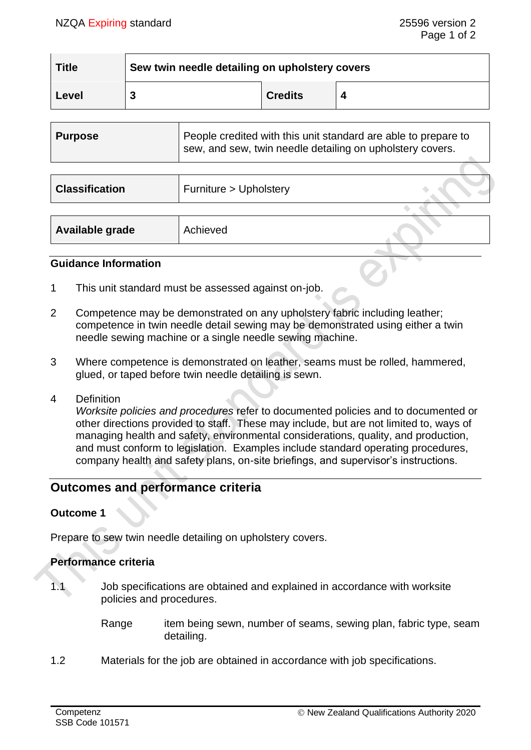| Title | Sew twin needle detailing on upholstery covers | | |
|---|---|---|---|
| Level | 3 | Credits | 4 |

| Purpose | People credited with this unit standard are able to prepare to sew, and sew, twin needle detailing on upholstery covers. |
|---|---|

| Classification | Furniture > Upholstery |
|---|---|

| Available grade | Achieved |
|---|---|

### Guidance Information

1 This unit standard must be assessed against on-job.

2 Competence may be demonstrated on any upholstery fabric including leather; competence in twin needle detail sewing may be demonstrated using either a twin needle sewing machine or a single needle sewing machine.

3 Where competence is demonstrated on leather, seams must be rolled, hammered, glued, or taped before twin needle detailing is sewn.

4 Definition
*Worksite policies and procedures* refer to documented policies and to documented or other directions provided to staff. These may include, but are not limited to, ways of managing health and safety, environmental considerations, quality, and production, and must conform to legislation. Examples include standard operating procedures, company health and safety plans, on-site briefings, and supervisor's instructions.

## Outcomes and performance criteria

### Outcome 1

Prepare to sew twin needle detailing on upholstery covers.

### Performance criteria

1.1 Job specifications are obtained and explained in accordance with worksite policies and procedures.

Range: item being sewn, number of seams, sewing plan, fabric type, seam detailing.

1.2 Materials for the job are obtained in accordance with job specifications.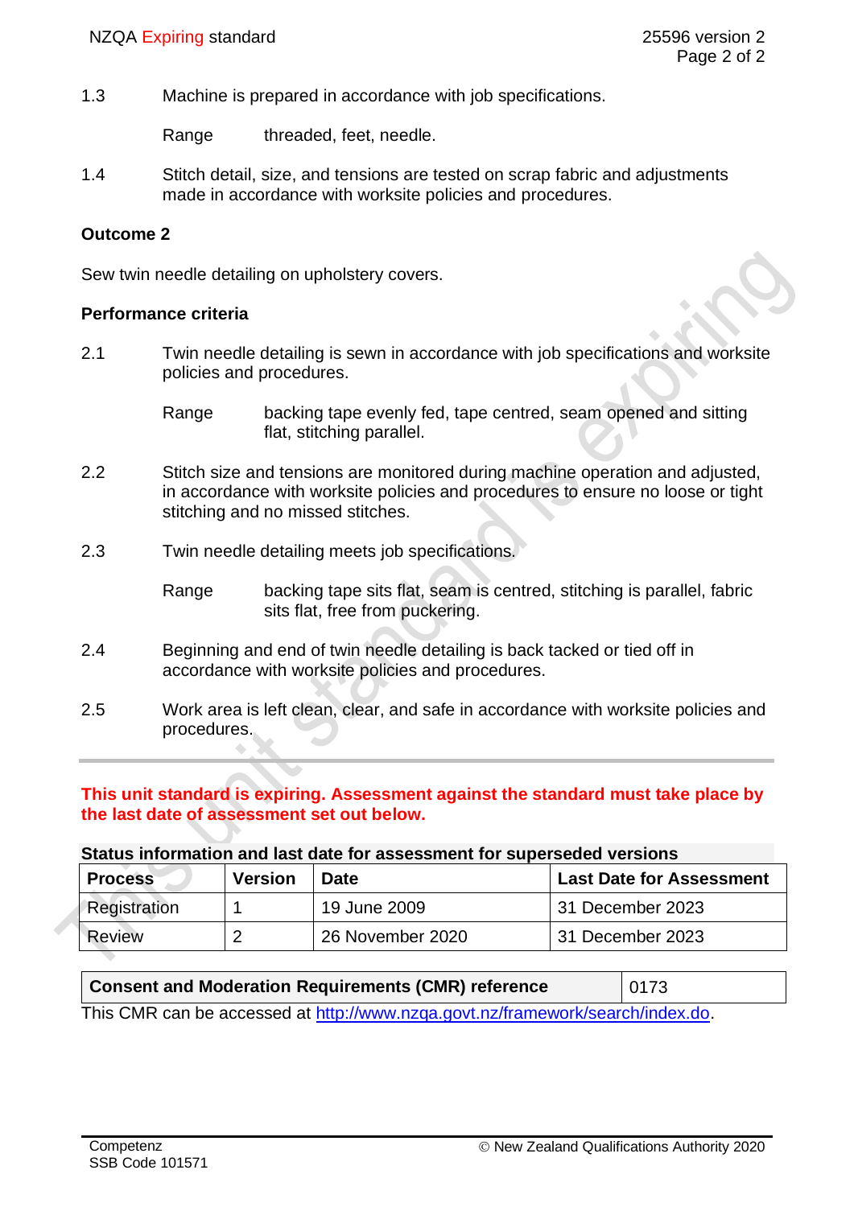1.3 Machine is prepared in accordance with job specifications.

Range threaded, feet, needle.

1.4 Stitch detail, size, and tensions are tested on scrap fabric and adjustments made in accordance with worksite policies and procedures.

**Outcome 2**

Sew twin needle detailing on upholstery covers.

**Performance criteria**

2.1 Twin needle detailing is sewn in accordance with job specifications and worksite policies and procedures.

Range backing tape evenly fed, tape centred, seam opened and sitting flat, stitching parallel.

2.2 Stitch size and tensions are monitored during machine operation and adjusted, in accordance with worksite policies and procedures to ensure no loose or tight stitching and no missed stitches.

2.3 Twin needle detailing meets job specifications.

Range backing tape sits flat, seam is centred, stitching is parallel, fabric sits flat, free from puckering.

2.4 Beginning and end of twin needle detailing is back tacked or tied off in accordance with worksite policies and procedures.

2.5 Work area is left clean, clear, and safe in accordance with worksite policies and procedures.

---

**This unit standard is expiring. Assessment against the standard must take place by the last date of assessment set out below.**

**Status information and last date for assessment for superseded versions**

| Process | Version | Date | Last Date for Assessment |
|---|---|---|---|
| Registration | 1 | 19 June 2009 | 31 December 2023 |
| Review | 2 | 26 November 2020 | 31 December 2023 |

| Consent and Moderation Requirements (CMR) reference | 0173 |
|---|---|

This CMR can be accessed at http://www.nzqa.govt.nz/framework/search/index.do.